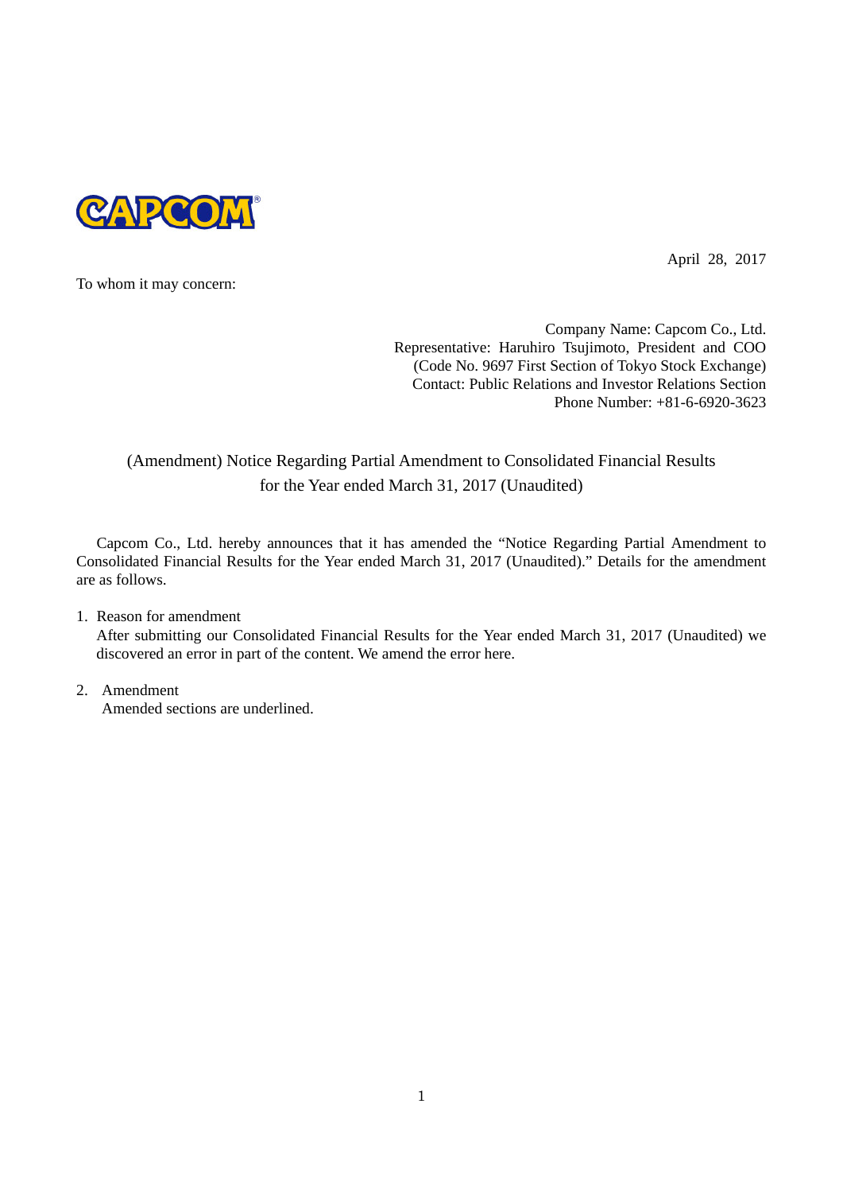April 28, 2017

To whom it may concern:

Company Name: Capcom Co., Ltd.  
Representative: Haruhiro Tsujimoto, President and COO  
(Code No. 9697 First Section of Tokyo Stock Exchange)  
Contact: Public Relations and Investor Relations Section  
Phone Number: +81-6-6920-3623

# (Amendment) Notice Regarding Partial Amendment to Consolidated Financial Results for the Year ended March 31, 2017 (Unaudited)

Capcom Co., Ltd. hereby announces that it has amended the "Notice Regarding Partial Amendment to Consolidated Financial Results for the Year ended March 31, 2017 (Unaudited)." Details for the amendment are as follows.

1. Reason for amendment  
   After submitting our Consolidated Financial Results for the Year ended March 31, 2017 (Unaudited) we discovered an error in part of the content. We amend the error here.

2. Amendment  
   Amended sections are underlined.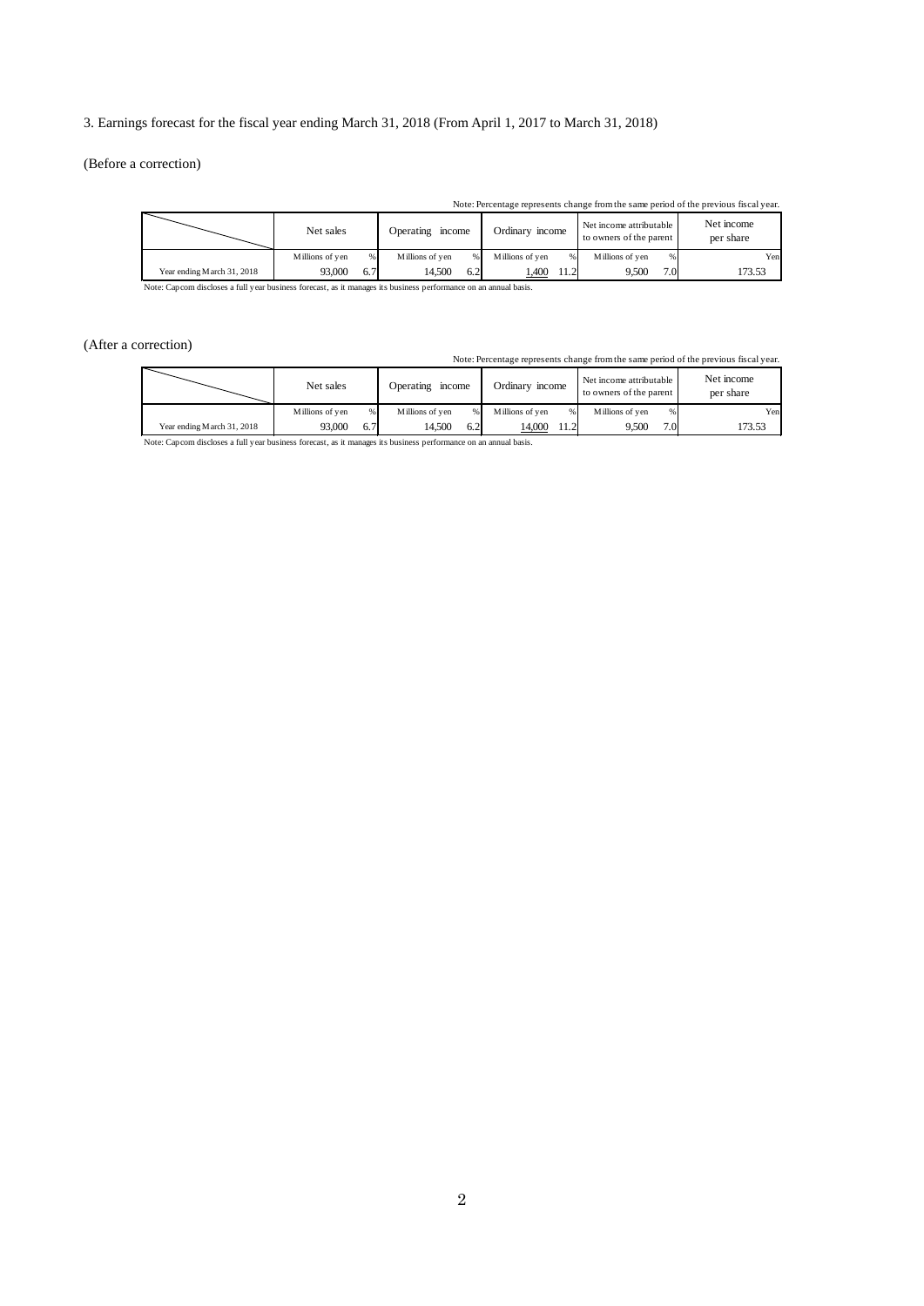3. Earnings forecast for the fiscal year ending March 31, 2018 (From April 1, 2017 to March 31, 2018)

(Before a correction)

Note: Percentage represents change from the same period of the previous fiscal year.

| | Net sales | | Operating income | | Ordinary income | | Net income attributable to owners of the parent | | Net income per share |
|---|---|---|---|---|---|---|---|---|---|
| | Millions of yen | % | Millions of yen | % | Millions of yen | % | Millions of yen | % | Yen |
| Year ending March 31, 2018 | 93,000 | 6.7 | 14,500 | 6.2 | 1,400 | 11.2 | 9,500 | 7.0 | 173.53 |

Note: Capcom discloses a full year business forecast, as it manages its business performance on an annual basis.

(After a correction)

Note: Percentage represents change from the same period of the previous fiscal year.

| | Net sales | | Operating income | | Ordinary income | | Net income attributable to owners of the parent | | Net income per share |
|---|---|---|---|---|---|---|---|---|---|
| | Millions of yen | % | Millions of yen | % | Millions of yen | % | Millions of yen | % | Yen |
| Year ending March 31, 2018 | 93,000 | 6.7 | 14,500 | 6.2 | 14,000 | 11.2 | 9,500 | 7.0 | 173.53 |

Note: Capcom discloses a full year business forecast, as it manages its business performance on an annual basis.